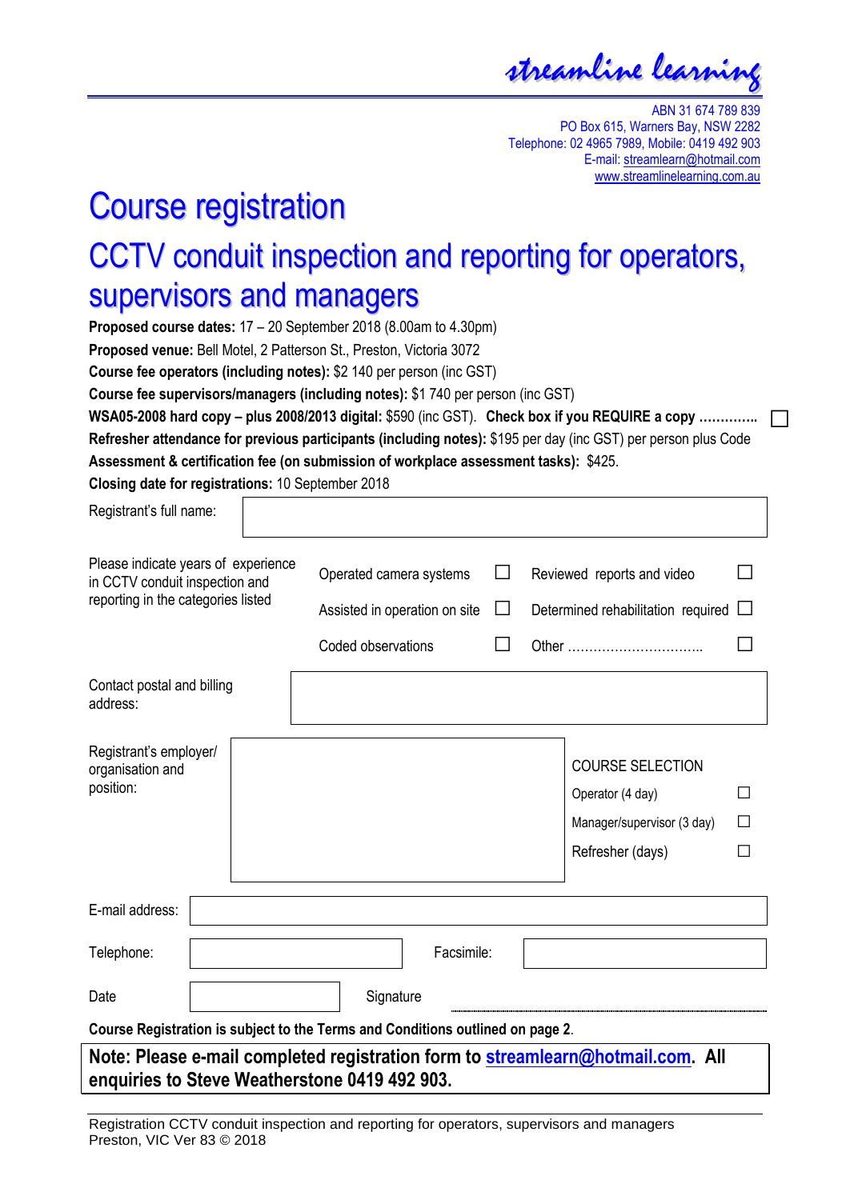streamline learning

ABN 31 674 789 839
PO Box 615, Warners Bay, NSW 2282
Telephone: 02 4965 7989, Mobile: 0419 492 903
E-mail: streamlearn@hotmail.com
www.streamlinelearning.com.au

# Course registration

## CCTV conduit inspection and reporting for operators, supervisors and managers

**Proposed course dates:** 17 – 20 September 2018 (8.00am to 4.30pm)

**Proposed venue:** Bell Motel, 2 Patterson St., Preston, Victoria 3072

**Course fee operators (including notes):** $2 140 per person (inc GST)

**Course fee supervisors/managers (including notes):** $1 740 per person (inc GST)

**WSA05-2008 hard copy – plus 2008/2013 digital:** $590 (inc GST). **Check box if you REQUIRE a copy ………….** ☐

**Refresher attendance for previous participants (including notes):** $195 per day (inc GST) per person plus Code

**Assessment & certification fee (on submission of workplace assessment tasks):** $425.

**Closing date for registrations:** 10 September 2018

Registrant's full name:

Please indicate years of experience in CCTV conduit inspection and reporting in the categories listed

| | | | |
|---|---|---|---|
| Operated camera systems | ☐ | Reviewed reports and video | ☐ |
| Assisted in operation on site | ☐ | Determined rehabilitation required | ☐ |
| Coded observations | ☐ | Other ………………………….. | ☐ |

Contact postal and billing address:

Registrant's employer/ organisation and position:

COURSE SELECTION

- Operator (4 day) ☐
- Manager/supervisor (3 day) ☐
- Refresher (days) ☐

E-mail address:

Telephone: Facsimile:

Date Signature

**Course Registration is subject to the Terms and Conditions outlined on page 2.**

**Note: Please e-mail completed registration form to streamlearn@hotmail.com. All enquiries to Steve Weatherstone 0419 492 903.**

Registration CCTV conduit inspection and reporting for operators, supervisors and managers
Preston, VIC Ver 83 © 2018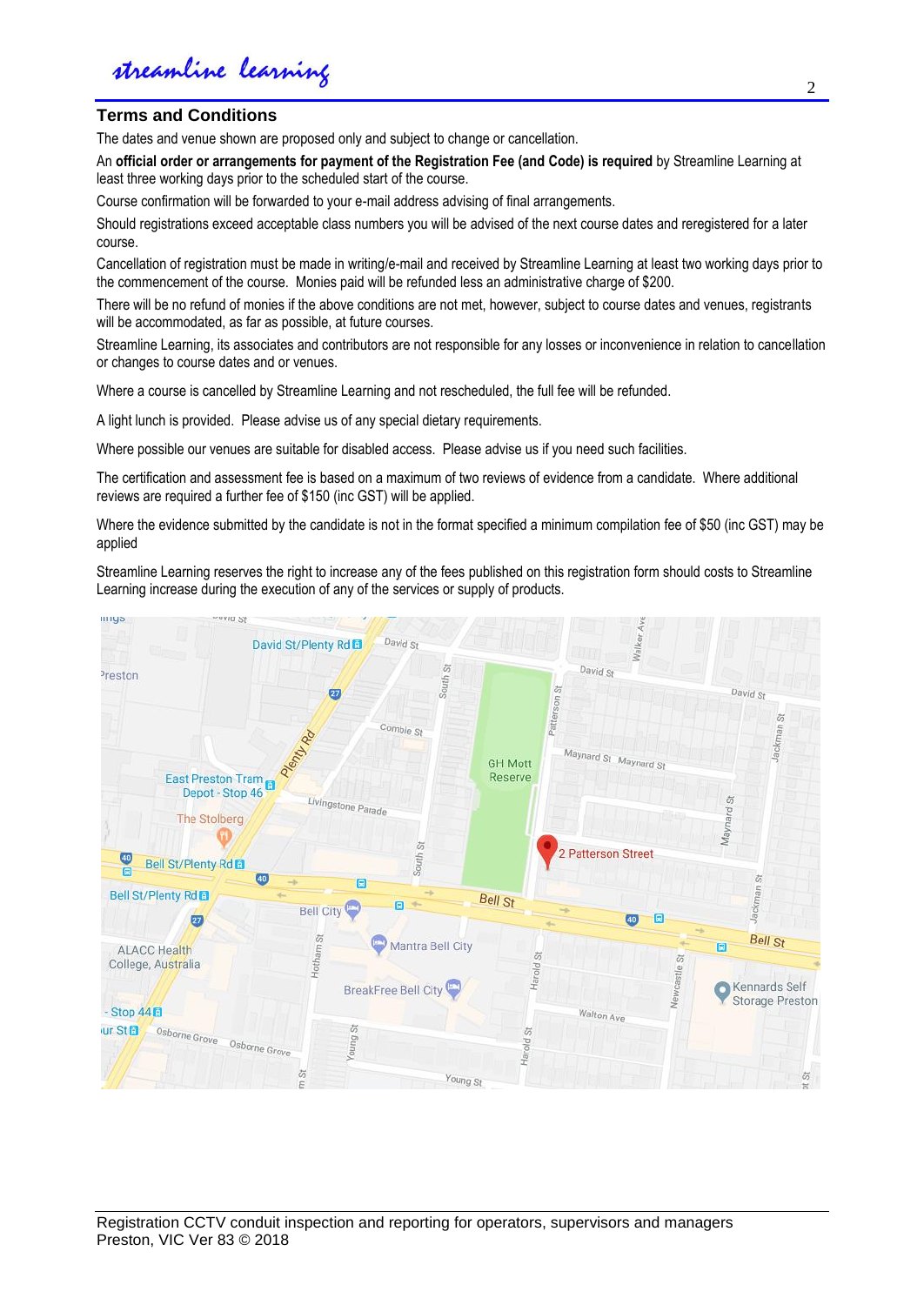## Terms and Conditions

The dates and venue shown are proposed only and subject to change or cancellation.

An **official order or arrangements for payment of the Registration Fee (and Code) is required** by Streamline Learning at least three working days prior to the scheduled start of the course.

Course confirmation will be forwarded to your e-mail address advising of final arrangements.

Should registrations exceed acceptable class numbers you will be advised of the next course dates and reregistered for a later course.

Cancellation of registration must be made in writing/e-mail and received by Streamline Learning at least two working days prior to the commencement of the course. Monies paid will be refunded less an administrative charge of $200.

There will be no refund of monies if the above conditions are not met, however, subject to course dates and venues, registrants will be accommodated, as far as possible, at future courses.

Streamline Learning, its associates and contributors are not responsible for any losses or inconvenience in relation to cancellation or changes to course dates and or venues.

Where a course is cancelled by Streamline Learning and not rescheduled, the full fee will be refunded.

A light lunch is provided. Please advise us of any special dietary requirements.

Where possible our venues are suitable for disabled access. Please advise us if you need such facilities.

The certification and assessment fee is based on a maximum of two reviews of evidence from a candidate. Where additional reviews are required a further fee of $150 (inc GST) will be applied.

Where the evidence submitted by the candidate is not in the format specified a minimum compilation fee of $50 (inc GST) may be applied

Streamline Learning reserves the right to increase any of the fees published on this registration form should costs to Streamline Learning increase during the execution of any of the services or supply of products.

2 Patterson Street

Registration CCTV conduit inspection and reporting for operators, supervisors and managers Preston, VIC Ver 83 © 2018